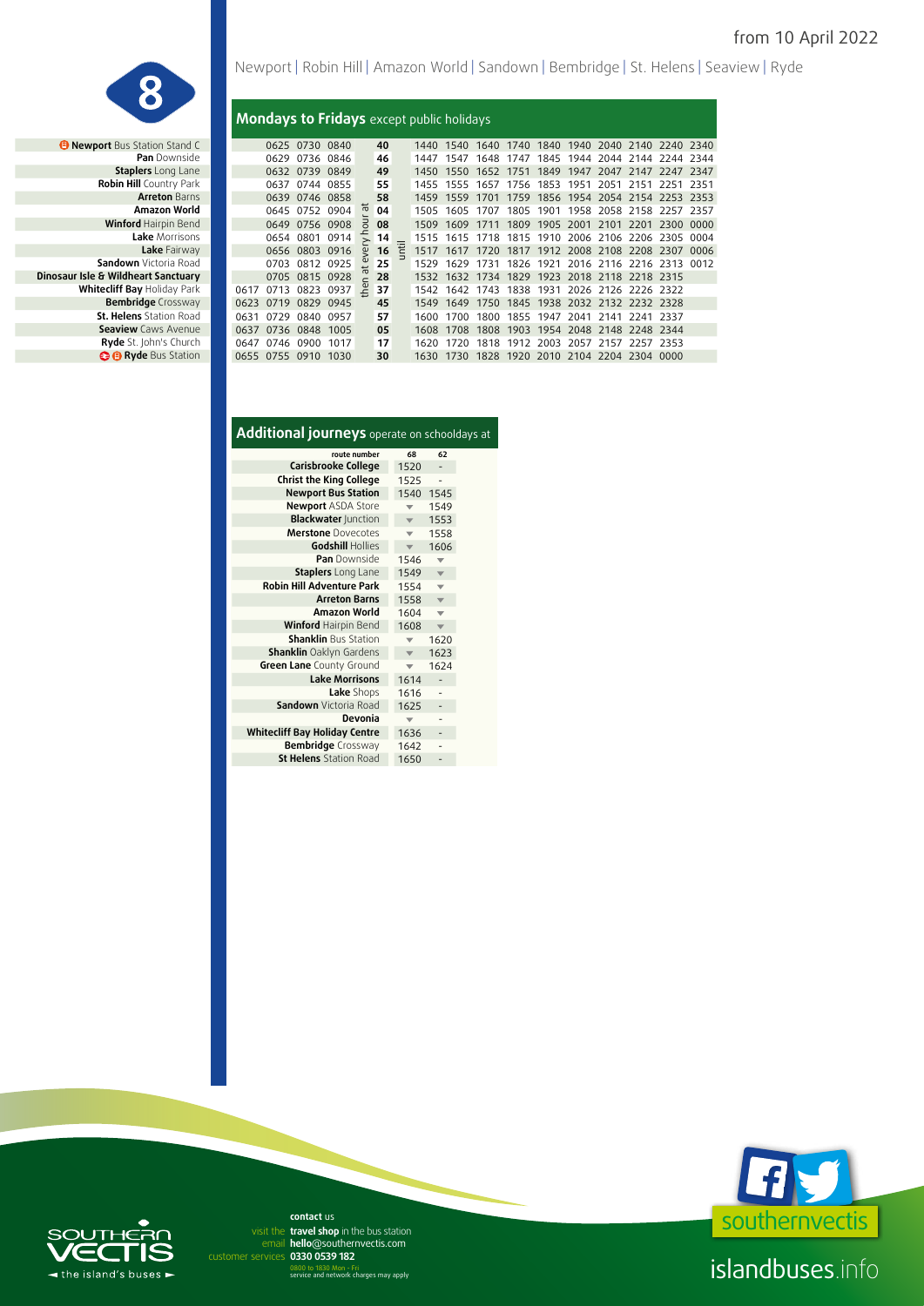from 10 April 2022

# 8

Newport | Robin Hill | Amazon World | Sandown | Bembridge | St. Helens | Seaview | Ryde

## Mondays to Fridays except public holidays

| Stop | | | | | | | | | | | | | | | | | | |
|---|---|---|---|---|---|---|---|---|---|---|---|---|---|---|---|---|---|---|
| **Newport** Bus Station Stand C | | 0625 | 0730 | 0840 | then at every hour at | 40 | until | 1440 | 1540 | 1640 | 1740 | 1840 | 1940 | 2040 | 2140 | 2240 | 2340 |
| **Pan** Downside | | 0629 | 0736 | 0846 | | 46 | | 1447 | 1547 | 1648 | 1747 | 1845 | 1944 | 2044 | 2144 | 2244 | 2344 |
| **Staplers** Long Lane | | 0632 | 0739 | 0849 | | 49 | | 1450 | 1550 | 1652 | 1751 | 1849 | 1947 | 2047 | 2147 | 2247 | 2347 |
| **Robin Hill** Country Park | | 0637 | 0744 | 0855 | | 55 | | 1455 | 1555 | 1657 | 1756 | 1853 | 1951 | 2051 | 2151 | 2251 | 2351 |
| **Arreton** Barns | | 0639 | 0746 | 0858 | | 58 | | 1459 | 1559 | 1701 | 1759 | 1856 | 1954 | 2054 | 2154 | 2253 | 2353 |
| **Amazon World** | | 0645 | 0752 | 0904 | | 04 | | 1505 | 1605 | 1707 | 1805 | 1901 | 1958 | 2058 | 2158 | 2257 | 2357 |
| **Winford** Hairpin Bend | | 0649 | 0756 | 0908 | | 08 | | 1509 | 1609 | 1711 | 1809 | 1905 | 2001 | 2101 | 2201 | 2300 | 0000 |
| **Lake** Morrisons | | 0654 | 0801 | 0914 | | 14 | | 1515 | 1615 | 1718 | 1815 | 1910 | 2006 | 2106 | 2206 | 2305 | 0004 |
| **Lake** Fairway | | 0656 | 0803 | 0916 | | 16 | | 1517 | 1617 | 1720 | 1817 | 1912 | 2008 | 2108 | 2208 | 2307 | 0006 |
| **Sandown** Victoria Road | | 0703 | 0812 | 0925 | | 25 | | 1529 | 1629 | 1731 | 1826 | 1921 | 2016 | 2116 | 2216 | 2313 | 0012 |
| **Dinosaur Isle & Wildheart Sanctuary** | | 0705 | 0815 | 0928 | | 28 | | 1532 | 1632 | 1734 | 1829 | 1923 | 2018 | 2118 | 2218 | 2315 | |
| **Whitecliff Bay** Holiday Park | 0617 | 0713 | 0823 | 0937 | | 37 | | 1542 | 1642 | 1743 | 1838 | 1931 | 2026 | 2126 | 2226 | 2322 | |
| **Bembridge** Crossway | 0623 | 0719 | 0829 | 0945 | | 45 | | 1549 | 1649 | 1750 | 1845 | 1938 | 2032 | 2132 | 2232 | 2328 | |
| **St. Helens** Station Road | 0631 | 0729 | 0840 | 0957 | | 57 | | 1600 | 1700 | 1800 | 1855 | 1947 | 2041 | 2141 | 2241 | 2337 | |
| **Seaview** Caws Avenue | 0637 | 0736 | 0848 | 1005 | | 05 | | 1608 | 1708 | 1808 | 1903 | 1954 | 2048 | 2148 | 2248 | 2344 | |
| **Ryde** St. John's Church | 0647 | 0746 | 0900 | 1017 | | 17 | | 1620 | 1720 | 1818 | 1912 | 2003 | 2057 | 2157 | 2257 | 2353 | |
| **Ryde** Bus Station | 0655 | 0755 | 0910 | 1030 | | 30 | | 1630 | 1730 | 1828 | 1920 | 2010 | 2104 | 2204 | 2304 | 0000 | |

## Additional journeys operate on schooldays at

| route number | 68 | 62 |
|---|---|---|
| **Carisbrooke College** | 1520 | - |
| **Christ the King College** | 1525 | - |
| **Newport Bus Station** | 1540 | 1545 |
| **Newport** ASDA Store | ▼ | 1549 |
| **Blackwater** Junction | ▼ | 1553 |
| **Merstone** Dovecotes | ▼ | 1558 |
| **Godshill** Hollies | ▼ | 1606 |
| **Pan** Downside | 1546 | ▼ |
| **Staplers** Long Lane | 1549 | ▼ |
| **Robin Hill Adventure Park** | 1554 | ▼ |
| **Arreton Barns** | 1558 | ▼ |
| **Amazon World** | 1604 | ▼ |
| **Winford** Hairpin Bend | 1608 | ▼ |
| **Shanklin** Bus Station | ▼ | 1620 |
| **Shanklin** Oaklyn Gardens | ▼ | 1623 |
| **Green Lane** County Ground | ▼ | 1624 |
| **Lake Morrisons** | 1614 | - |
| **Lake** Shops | 1616 | - |
| **Sandown** Victoria Road | 1625 | - |
| **Devonia** | ▼ | - |
| **Whitecliff Bay Holiday Centre** | 1636 | - |
| **Bembridge** Crossway | 1642 | - |
| **St Helens** Station Road | 1650 | - |

**contact** us
visit the **travel shop** in the bus station
email **hello**@southernvectis.com
customer services **0330 0539 182**
0800 to 1830 Mon - Fri
service and network charges may apply

SOUTHERN VECTIS the island's buses

southernvectis

islandbuses.info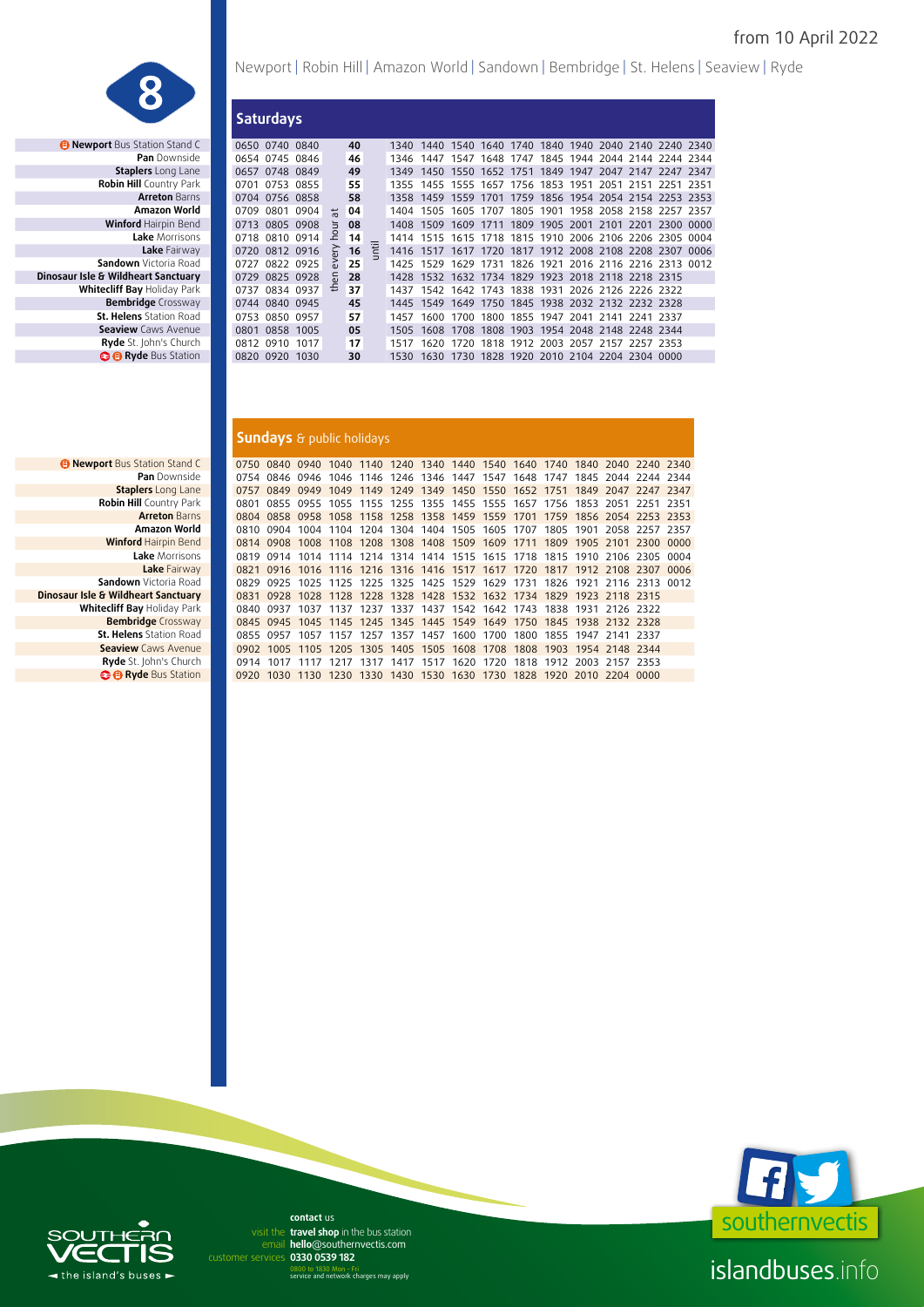from 10 April 2022

# 8

Newport | Robin Hill | Amazon World | Sandown | Bembridge | St. Helens | Seaview | Ryde

## Saturdays

| Stop | | | | | | | | | | | | | | | | |
|---|---|---|---|---|---|---|---|---|---|---|---|---|---|---|---|---|
| Newport Bus Station Stand C | 0650 | 0740 | 0840 | then every hour at | 40 | until | 1340 | 1440 | 1540 | 1640 | 1740 | 1840 | 1940 | 2040 | 2140 | 2240 | 2340 |
| Pan Downside | 0654 | 0745 | 0846 | | 46 | | 1346 | 1447 | 1547 | 1648 | 1747 | 1845 | 1944 | 2044 | 2144 | 2244 | 2344 |
| Staplers Long Lane | 0657 | 0748 | 0849 | | 49 | | 1349 | 1450 | 1550 | 1652 | 1751 | 1849 | 1947 | 2047 | 2147 | 2247 | 2347 |
| Robin Hill Country Park | 0701 | 0753 | 0855 | | 55 | | 1355 | 1455 | 1555 | 1657 | 1756 | 1853 | 1951 | 2051 | 2151 | 2251 | 2351 |
| Arreton Barns | 0704 | 0756 | 0858 | | 58 | | 1358 | 1459 | 1559 | 1701 | 1759 | 1856 | 1954 | 2054 | 2154 | 2253 | 2353 |
| Amazon World | 0709 | 0801 | 0904 | | 04 | | 1404 | 1505 | 1605 | 1707 | 1805 | 1901 | 1958 | 2058 | 2158 | 2257 | 2357 |
| Winford Hairpin Bend | 0713 | 0805 | 0908 | | 08 | | 1408 | 1509 | 1609 | 1711 | 1809 | 1905 | 2001 | 2101 | 2201 | 2300 | 0000 |
| Lake Morrisons | 0718 | 0810 | 0914 | | 14 | | 1414 | 1515 | 1615 | 1718 | 1815 | 1910 | 2006 | 2106 | 2206 | 2305 | 0004 |
| Lake Fairway | 0720 | 0812 | 0916 | | 16 | | 1416 | 1517 | 1617 | 1720 | 1817 | 1912 | 2008 | 2108 | 2208 | 2307 | 0006 |
| Sandown Victoria Road | 0727 | 0822 | 0925 | | 25 | | 1425 | 1529 | 1629 | 1731 | 1826 | 1921 | 2016 | 2116 | 2216 | 2313 | 0012 |
| Dinosaur Isle & Wildheart Sanctuary | 0729 | 0825 | 0928 | | 28 | | 1428 | 1532 | 1632 | 1734 | 1829 | 1923 | 2018 | 2118 | 2218 | 2315 | |
| Whitecliff Bay Holiday Park | 0737 | 0834 | 0937 | | 37 | | 1437 | 1542 | 1642 | 1743 | 1838 | 1931 | 2026 | 2126 | 2226 | 2322 | |
| Bembridge Crossway | 0744 | 0840 | 0945 | | 45 | | 1445 | 1549 | 1649 | 1750 | 1845 | 1938 | 2032 | 2132 | 2232 | 2328 | |
| St. Helens Station Road | 0753 | 0850 | 0957 | | 57 | | 1457 | 1600 | 1700 | 1800 | 1855 | 1947 | 2041 | 2141 | 2241 | 2337 | |
| Seaview Caws Avenue | 0801 | 0858 | 1005 | | 05 | | 1505 | 1608 | 1708 | 1808 | 1903 | 1954 | 2048 | 2148 | 2248 | 2344 | |
| Ryde St. John's Church | 0812 | 0910 | 1017 | | 17 | | 1517 | 1620 | 1720 | 1818 | 1912 | 2003 | 2057 | 2157 | 2257 | 2353 | |
| Ryde Bus Station | 0820 | 0920 | 1030 | | 30 | | 1530 | 1630 | 1730 | 1828 | 1920 | 2010 | 2104 | 2204 | 2304 | 0000 | |

## Sundays & public holidays

| Stop | | | | | | | | | | | | | | | |
|---|---|---|---|---|---|---|---|---|---|---|---|---|---|---|---|
| Newport Bus Station Stand C | 0750 | 0840 | 0940 | 1040 | 1140 | 1240 | 1340 | 1440 | 1540 | 1640 | 1740 | 1840 | 2040 | 2240 | 2340 |
| Pan Downside | 0754 | 0846 | 0946 | 1046 | 1146 | 1246 | 1346 | 1447 | 1547 | 1648 | 1747 | 1845 | 2044 | 2244 | 2344 |
| Staplers Long Lane | 0757 | 0849 | 0949 | 1049 | 1149 | 1249 | 1349 | 1450 | 1550 | 1652 | 1751 | 1849 | 2047 | 2247 | 2347 |
| Robin Hill Country Park | 0801 | 0855 | 0955 | 1055 | 1155 | 1255 | 1355 | 1455 | 1555 | 1657 | 1756 | 1853 | 2051 | 2251 | 2351 |
| Arreton Barns | 0804 | 0858 | 0958 | 1058 | 1158 | 1258 | 1358 | 1459 | 1559 | 1701 | 1759 | 1856 | 2054 | 2253 | 2353 |
| Amazon World | 0810 | 0904 | 1004 | 1104 | 1204 | 1304 | 1404 | 1505 | 1605 | 1707 | 1805 | 1901 | 2058 | 2257 | 2357 |
| Winford Hairpin Bend | 0814 | 0908 | 1008 | 1108 | 1208 | 1308 | 1408 | 1509 | 1609 | 1711 | 1809 | 1905 | 2101 | 2300 | 0000 |
| Lake Morrisons | 0819 | 0914 | 1014 | 1114 | 1214 | 1314 | 1414 | 1515 | 1615 | 1718 | 1815 | 1910 | 2106 | 2305 | 0004 |
| Lake Fairway | 0821 | 0916 | 1016 | 1116 | 1216 | 1316 | 1416 | 1517 | 1617 | 1720 | 1817 | 1912 | 2108 | 2307 | 0006 |
| Sandown Victoria Road | 0829 | 0925 | 1025 | 1125 | 1225 | 1325 | 1425 | 1529 | 1629 | 1731 | 1826 | 1921 | 2116 | 2313 | 0012 |
| Dinosaur Isle & Wildheart Sanctuary | 0831 | 0928 | 1028 | 1128 | 1228 | 1328 | 1428 | 1532 | 1632 | 1734 | 1829 | 1923 | 2118 | 2315 | |
| Whitecliff Bay Holiday Park | 0840 | 0937 | 1037 | 1137 | 1237 | 1337 | 1437 | 1542 | 1642 | 1743 | 1838 | 1931 | 2126 | 2322 | |
| Bembridge Crossway | 0845 | 0945 | 1045 | 1145 | 1245 | 1345 | 1445 | 1549 | 1649 | 1750 | 1845 | 1938 | 2132 | 2328 | |
| St. Helens Station Road | 0855 | 0957 | 1057 | 1157 | 1257 | 1357 | 1457 | 1600 | 1700 | 1800 | 1855 | 1947 | 2141 | 2337 | |
| Seaview Caws Avenue | 0902 | 1005 | 1105 | 1205 | 1305 | 1405 | 1505 | 1608 | 1708 | 1808 | 1903 | 1954 | 2148 | 2344 | |
| Ryde St. John's Church | 0914 | 1017 | 1117 | 1217 | 1317 | 1417 | 1517 | 1620 | 1720 | 1818 | 1912 | 2003 | 2157 | 2353 | |
| Ryde Bus Station | 0920 | 1030 | 1130 | 1230 | 1330 | 1430 | 1530 | 1630 | 1730 | 1828 | 1920 | 2010 | 2204 | 0000 | |

**contact** us

visit the **travel shop** in the bus station
email **hello**@southernvectis.com
customer services **0330 0539 182**
0800 to 1830 Mon - Fri
service and network charges may apply

SOUTHERN VECTIS — the island's buses

southernvectis

islandbuses.info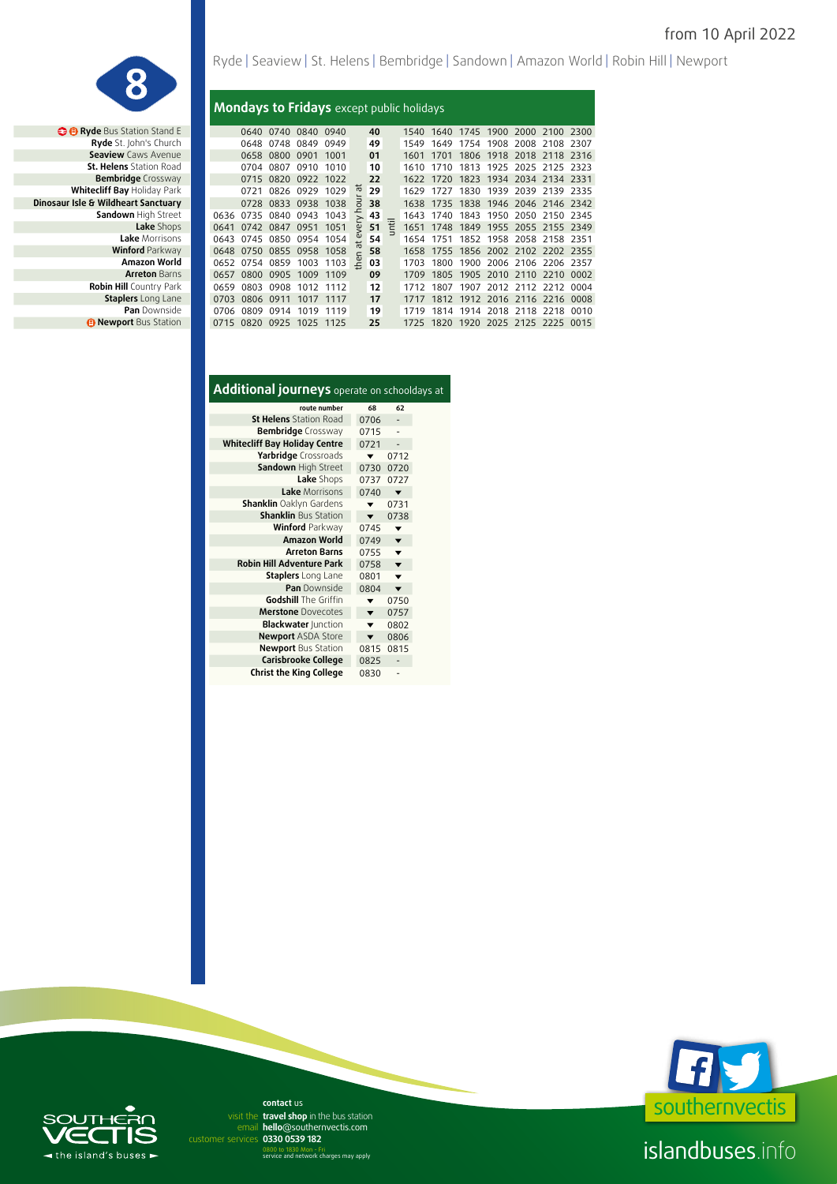from 10 April 2022

# 8

Ryde | Seaview | St. Helens | Bembridge | Sandown | Amazon World | Robin Hill | Newport

## Mondays to Fridays except public holidays

| Stop | | | | | | | | | | | | | | | |
|---|---|---|---|---|---|---|---|---|---|---|---|---|---|---|---|
| **Ryde** Bus Station Stand E | | 0640 | 0740 | 0840 | 0940 | then at every hour at | 40 | until | 1540 | 1640 | 1745 | 1900 | 2000 | 2100 | 2300 |
| **Ryde** St. John's Church | | 0648 | 0748 | 0849 | 0949 | | 49 | | 1549 | 1649 | 1754 | 1908 | 2008 | 2108 | 2307 |
| **Seaview** Caws Avenue | | 0658 | 0800 | 0901 | 1001 | | 01 | | 1601 | 1701 | 1806 | 1918 | 2018 | 2118 | 2316 |
| **St. Helens** Station Road | | 0704 | 0807 | 0910 | 1010 | | 10 | | 1610 | 1710 | 1813 | 1925 | 2025 | 2125 | 2323 |
| **Bembridge** Crossway | | 0715 | 0820 | 0922 | 1022 | | 22 | | 1622 | 1720 | 1823 | 1934 | 2034 | 2134 | 2331 |
| **Whitecliff Bay** Holiday Park | | 0721 | 0826 | 0929 | 1029 | | 29 | | 1629 | 1727 | 1830 | 1939 | 2039 | 2139 | 2335 |
| **Dinosaur Isle & Wildheart Sanctuary** | | 0728 | 0833 | 0938 | 1038 | | 38 | | 1638 | 1735 | 1838 | 1946 | 2046 | 2146 | 2342 |
| **Sandown** High Street | 0636 | 0735 | 0840 | 0943 | 1043 | | 43 | | 1643 | 1740 | 1843 | 1950 | 2050 | 2150 | 2345 |
| **Lake** Shops | 0641 | 0742 | 0847 | 0951 | 1051 | | 51 | | 1651 | 1748 | 1849 | 1955 | 2055 | 2155 | 2349 |
| **Lake** Morrisons | 0643 | 0745 | 0850 | 0954 | 1054 | | 54 | | 1654 | 1751 | 1852 | 1958 | 2058 | 2158 | 2351 |
| **Winford** Parkway | 0648 | 0750 | 0855 | 0958 | 1058 | | 58 | | 1658 | 1755 | 1856 | 2002 | 2102 | 2202 | 2355 |
| **Amazon World** | 0652 | 0754 | 0859 | 1003 | 1103 | | 03 | | 1703 | 1800 | 1900 | 2006 | 2106 | 2206 | 2357 |
| **Arreton** Barns | 0657 | 0800 | 0905 | 1009 | 1109 | | 09 | | 1709 | 1805 | 1905 | 2010 | 2110 | 2210 | 0002 |
| **Robin Hill** Country Park | 0659 | 0803 | 0908 | 1012 | 1112 | | 12 | | 1712 | 1807 | 1907 | 2012 | 2112 | 2212 | 0004 |
| **Staplers** Long Lane | 0703 | 0806 | 0911 | 1017 | 1117 | | 17 | | 1717 | 1812 | 1912 | 2016 | 2116 | 2216 | 0008 |
| **Pan** Downside | 0706 | 0809 | 0914 | 1019 | 1119 | | 19 | | 1719 | 1814 | 1914 | 2018 | 2118 | 2218 | 0010 |
| **Newport** Bus Station | 0715 | 0820 | 0925 | 1025 | 1125 | | 25 | | 1725 | 1820 | 1920 | 2025 | 2125 | 2225 | 0015 |

## Additional journeys operate on schooldays at

| route number | 68 | 62 |
|---|---|---|
| **St Helens** Station Road | 0706 | - |
| **Bembridge** Crossway | 0715 | - |
| **Whitecliff Bay Holiday Centre** | 0721 | - |
| **Yarbridge** Crossroads | ▼ | 0712 |
| **Sandown** High Street | 0730 | 0720 |
| **Lake** Shops | 0737 | 0727 |
| **Lake** Morrisons | 0740 | ▼ |
| **Shanklin** Oaklyn Gardens | ▼ | 0731 |
| **Shanklin** Bus Station | ▼ | 0738 |
| **Winford** Parkway | 0745 | ▼ |
| **Amazon World** | 0749 | ▼ |
| **Arreton Barns** | 0755 | ▼ |
| **Robin Hill Adventure Park** | 0758 | ▼ |
| **Staplers** Long Lane | 0801 | ▼ |
| **Pan** Downside | 0804 | ▼ |
| **Godshill** The Griffin | ▼ | 0750 |
| **Merstone** Dovecotes | ▼ | 0757 |
| **Blackwater** Junction | ▼ | 0802 |
| **Newport** ASDA Store | ▼ | 0806 |
| **Newport** Bus Station | 0815 | 0815 |
| **Carisbrooke College** | 0825 | - |
| **Christ the King College** | 0830 | - |

**contact** us
visit the **travel shop** in the bus station
email **hello**@southernvectis.com
customer services **0330 0539 182**
0800 to 1830 Mon - Fri
service and network charges may apply

SOUTHERN VECTIS
the island's buses

southernvectis

islandbuses.info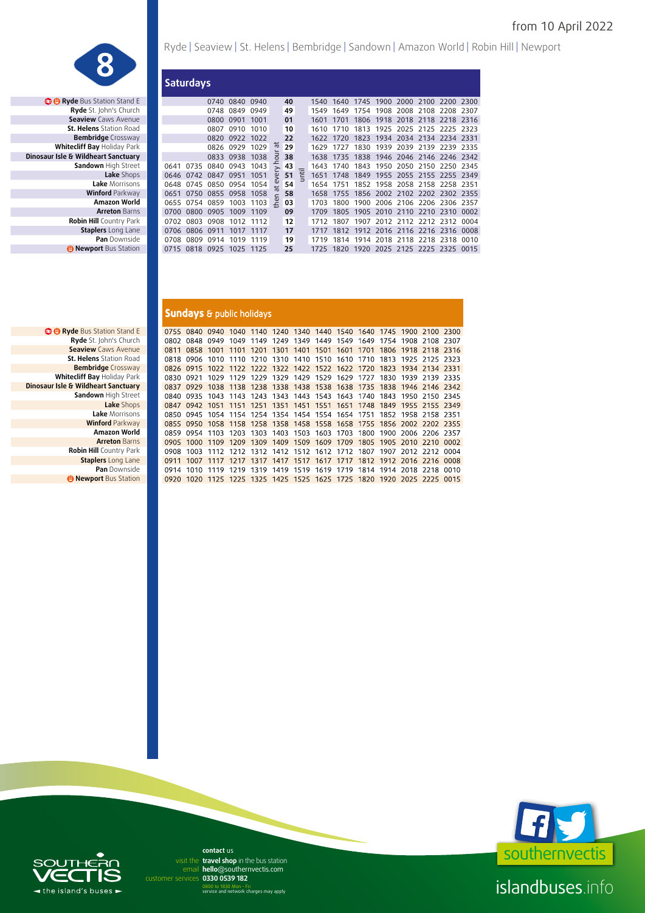from 10 April 2022

# 8

Ryde | Seaview | St. Helens | Bembridge | Sandown | Amazon World | Robin Hill | Newport

## Saturdays

| | | | | | | | | | | | | | | | | | |
|---|---|---|---|---|---|---|---|---|---|---|---|---|---|---|---|---|---|
| **Ryde** Bus Station Stand E | | | 0740 | 0840 | 0940 | then at every hour at | 40 | until | 1540 | 1640 | 1745 | 1900 | 2000 | 2100 | 2200 | 2300 |
| **Ryde** St. John's Church | | | 0748 | 0849 | 0949 | | 49 | | 1549 | 1649 | 1754 | 1908 | 2008 | 2108 | 2208 | 2307 |
| **Seaview** Caws Avenue | | | 0800 | 0901 | 1001 | | 01 | | 1601 | 1701 | 1806 | 1918 | 2018 | 2118 | 2218 | 2316 |
| **St. Helens** Station Road | | | 0807 | 0910 | 1010 | | 10 | | 1610 | 1710 | 1813 | 1925 | 2025 | 2125 | 2225 | 2323 |
| **Bembridge** Crossway | | | 0820 | 0922 | 1022 | | 22 | | 1622 | 1720 | 1823 | 1934 | 2034 | 2134 | 2234 | 2331 |
| **Whitecliff Bay** Holiday Park | | | 0826 | 0929 | 1029 | | 29 | | 1629 | 1727 | 1830 | 1939 | 2039 | 2139 | 2239 | 2335 |
| **Dinosaur Isle & Wildheart Sanctuary** | | | 0833 | 0938 | 1038 | | 38 | | 1638 | 1735 | 1838 | 1946 | 2046 | 2146 | 2246 | 2342 |
| **Sandown** High Street | 0641 | 0735 | 0840 | 0943 | 1043 | | 43 | | 1643 | 1740 | 1843 | 1950 | 2050 | 2150 | 2250 | 2345 |
| **Lake** Shops | 0646 | 0742 | 0847 | 0951 | 1051 | | 51 | | 1651 | 1748 | 1849 | 1955 | 2055 | 2155 | 2255 | 2349 |
| **Lake** Morrisons | 0648 | 0745 | 0850 | 0954 | 1054 | | 54 | | 1654 | 1751 | 1852 | 1958 | 2058 | 2158 | 2258 | 2351 |
| **Winford** Parkway | 0651 | 0750 | 0855 | 0958 | 1058 | | 58 | | 1658 | 1755 | 1856 | 2002 | 2102 | 2202 | 2302 | 2355 |
| **Amazon World** | 0655 | 0754 | 0859 | 1003 | 1103 | | 03 | | 1703 | 1800 | 1900 | 2006 | 2106 | 2206 | 2306 | 2357 |
| **Arreton** Barns | 0700 | 0800 | 0905 | 1009 | 1109 | | 09 | | 1709 | 1805 | 1905 | 2010 | 2110 | 2210 | 2310 | 0002 |
| **Robin Hill** Country Park | 0702 | 0803 | 0908 | 1012 | 1112 | | 12 | | 1712 | 1807 | 1907 | 2012 | 2112 | 2212 | 2312 | 0004 |
| **Staplers** Long Lane | 0706 | 0806 | 0911 | 1017 | 1117 | | 17 | | 1717 | 1812 | 1912 | 2016 | 2116 | 2216 | 2316 | 0008 |
| **Pan** Downside | 0708 | 0809 | 0914 | 1019 | 1119 | | 19 | | 1719 | 1814 | 1914 | 2018 | 2118 | 2218 | 2318 | 0010 |
| **Newport** Bus Station | 0715 | 0818 | 0925 | 1025 | 1125 | | 25 | | 1725 | 1820 | 1920 | 2025 | 2125 | 2225 | 2325 | 0015 |

## Sundays & public holidays

| | | | | | | | | | | | | | | | |
|---|---|---|---|---|---|---|---|---|---|---|---|---|---|---|---|
| **Ryde** Bus Station Stand E | 0755 | 0840 | 0940 | 1040 | 1140 | 1240 | 1340 | 1440 | 1540 | 1640 | 1745 | 1900 | 2100 | 2300 |
| **Ryde** St. John's Church | 0802 | 0848 | 0949 | 1049 | 1149 | 1249 | 1349 | 1449 | 1549 | 1649 | 1754 | 1908 | 2108 | 2307 |
| **Seaview** Caws Avenue | 0811 | 0858 | 1001 | 1101 | 1201 | 1301 | 1401 | 1501 | 1601 | 1701 | 1806 | 1918 | 2118 | 2316 |
| **St. Helens** Station Road | 0818 | 0906 | 1010 | 1110 | 1210 | 1310 | 1410 | 1510 | 1610 | 1710 | 1813 | 1925 | 2125 | 2323 |
| **Bembridge** Crossway | 0826 | 0915 | 1022 | 1122 | 1222 | 1322 | 1422 | 1522 | 1622 | 1720 | 1823 | 1934 | 2134 | 2331 |
| **Whitecliff Bay** Holiday Park | 0830 | 0921 | 1029 | 1129 | 1229 | 1329 | 1429 | 1529 | 1629 | 1727 | 1830 | 1939 | 2139 | 2335 |
| **Dinosaur Isle & Wildheart Sanctuary** | 0837 | 0929 | 1038 | 1138 | 1238 | 1338 | 1438 | 1538 | 1638 | 1735 | 1838 | 1946 | 2146 | 2342 |
| **Sandown** High Street | 0840 | 0935 | 1043 | 1143 | 1243 | 1343 | 1443 | 1543 | 1643 | 1740 | 1843 | 1950 | 2150 | 2345 |
| **Lake** Shops | 0847 | 0942 | 1051 | 1151 | 1251 | 1351 | 1451 | 1551 | 1651 | 1748 | 1849 | 1955 | 2155 | 2349 |
| **Lake** Morrisons | 0850 | 0945 | 1054 | 1154 | 1254 | 1354 | 1454 | 1554 | 1654 | 1751 | 1852 | 1958 | 2158 | 2351 |
| **Winford** Parkway | 0855 | 0950 | 1058 | 1158 | 1258 | 1358 | 1458 | 1558 | 1658 | 1755 | 1856 | 2002 | 2202 | 2355 |
| **Amazon World** | 0859 | 0954 | 1103 | 1203 | 1303 | 1403 | 1503 | 1603 | 1703 | 1800 | 1900 | 2006 | 2206 | 2357 |
| **Arreton** Barns | 0905 | 1000 | 1109 | 1209 | 1309 | 1409 | 1509 | 1609 | 1709 | 1805 | 1905 | 2010 | 2210 | 0002 |
| **Robin Hill** Country Park | 0908 | 1003 | 1112 | 1212 | 1312 | 1412 | 1512 | 1612 | 1712 | 1807 | 1907 | 2012 | 2212 | 0004 |
| **Staplers** Long Lane | 0911 | 1007 | 1117 | 1217 | 1317 | 1417 | 1517 | 1617 | 1717 | 1812 | 1912 | 2016 | 2216 | 0008 |
| **Pan** Downside | 0914 | 1010 | 1119 | 1219 | 1319 | 1419 | 1519 | 1619 | 1719 | 1814 | 1914 | 2018 | 2218 | 0010 |
| **Newport** Bus Station | 0920 | 1020 | 1125 | 1225 | 1325 | 1425 | 1525 | 1625 | 1725 | 1820 | 1920 | 2025 | 2225 | 0015 |

SOUTHERN VECTIS — the island's buses

**contact** us
visit the **travel shop** in the bus station
email **hello**@southernvectis.com
customer services **0330 0539 182**
0800 to 1830 Mon - Fri
service and network charges may apply

southernvectis

islandbuses.info